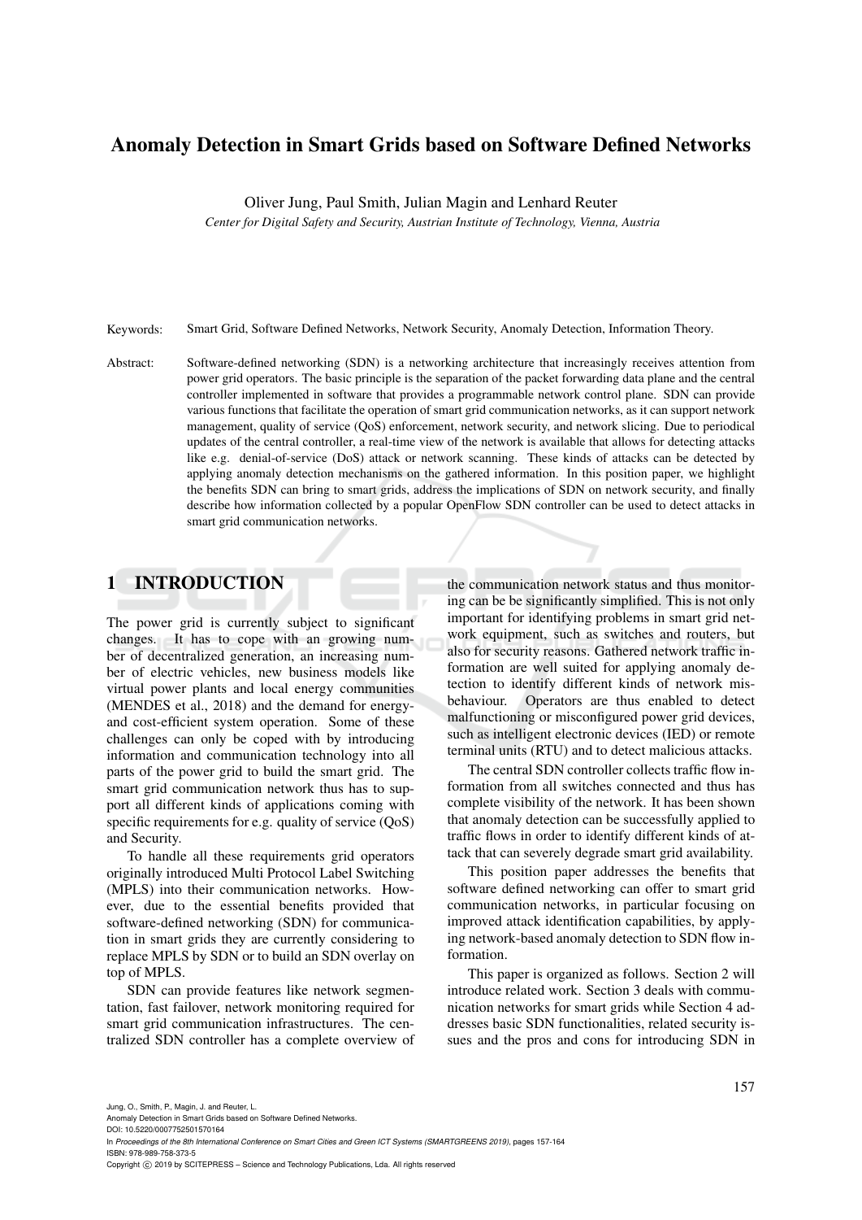# Anomaly Detection in Smart Grids based on Software Defined Networks

Oliver Jung, Paul Smith, Julian Magin and Lenhard Reuter

*Center for Digital Safety and Security, Austrian Institute of Technology, Vienna, Austria*

Keywords: Smart Grid, Software Defined Networks, Network Security, Anomaly Detection, Information Theory.

Abstract: Software-defined networking (SDN) is a networking architecture that increasingly receives attention from power grid operators. The basic principle is the separation of the packet forwarding data plane and the central controller implemented in software that provides a programmable network control plane. SDN can provide various functions that facilitate the operation of smart grid communication networks, as it can support network management, quality of service (QoS) enforcement, network security, and network slicing. Due to periodical updates of the central controller, a real-time view of the network is available that allows for detecting attacks like e.g. denial-of-service (DoS) attack or network scanning. These kinds of attacks can be detected by applying anomaly detection mechanisms on the gathered information. In this position paper, we highlight the benefits SDN can bring to smart grids, address the implications of SDN on network security, and finally describe how information collected by a popular OpenFlow SDN controller can be used to detect attacks in smart grid communication networks.

## 1 INTRODUCTION

The power grid is currently subject to significant changes. It has to cope with an growing number of decentralized generation, an increasing number of electric vehicles, new business models like virtual power plants and local energy communities (MENDES et al., 2018) and the demand for energy- and cost-efficient system operation. Some of these challenges can only be coped with by introducing information and communication technology into all parts of the power grid to build the smart grid. The smart grid communication network thus has to support all different kinds of applications coming with specific requirements for e.g. quality of service (QoS) and Security.

To handle all these requirements grid operators originally introduced Multi Protocol Label Switching (MPLS) into their communication networks. However, due to the essential benefits provided that software-defined networking (SDN) for communication in smart grids they are currently considering to replace MPLS by SDN or to build an SDN overlay on top of MPLS.

SDN can provide features like network segmentation, fast failover, network monitoring required for smart grid communication infrastructures. The centralized SDN controller has a complete overview of the communication network status and thus monitoring can be be significantly simplified. This is not only important for identifying problems in smart grid network equipment, such as switches and routers, but also for security reasons. Gathered network traffic information are well suited for applying anomaly detection to identify different kinds of network misbehaviour. Operators are thus enabled to detect malfunctioning or misconfigured power grid devices, such as intelligent electronic devices (IED) or remote terminal units (RTU) and to detect malicious attacks.

The central SDN controller collects traffic flow information from all switches connected and thus has complete visibility of the network. It has been shown that anomaly detection can be successfully applied to traffic flows in order to identify different kinds of attack that can severely degrade smart grid availability.

This position paper addresses the benefits that software defined networking can offer to smart grid communication networks, in particular focusing on improved attack identification capabilities, by applying network-based anomaly detection to SDN flow information.

This paper is organized as follows. Section 2 will introduce related work. Section 3 deals with communication networks for smart grids while Section 4 addresses basic SDN functionalities, related security issues and the pros and cons for introducing SDN in

Jung, O., Smith, P., Magin, J. and Reuter, L.
Anomaly Detection in Smart Grids based on Software Defined Networks.
DOI: 10.5220/0007752501570164
In *Proceedings of the 8th International Conference on Smart Cities and Green ICT Systems (SMARTGREENS 2019)*, pages 157-164
ISBN: 978-989-758-373-5
Copyright © 2019 by SCITEPRESS – Science and Technology Publications, Lda. All rights reserved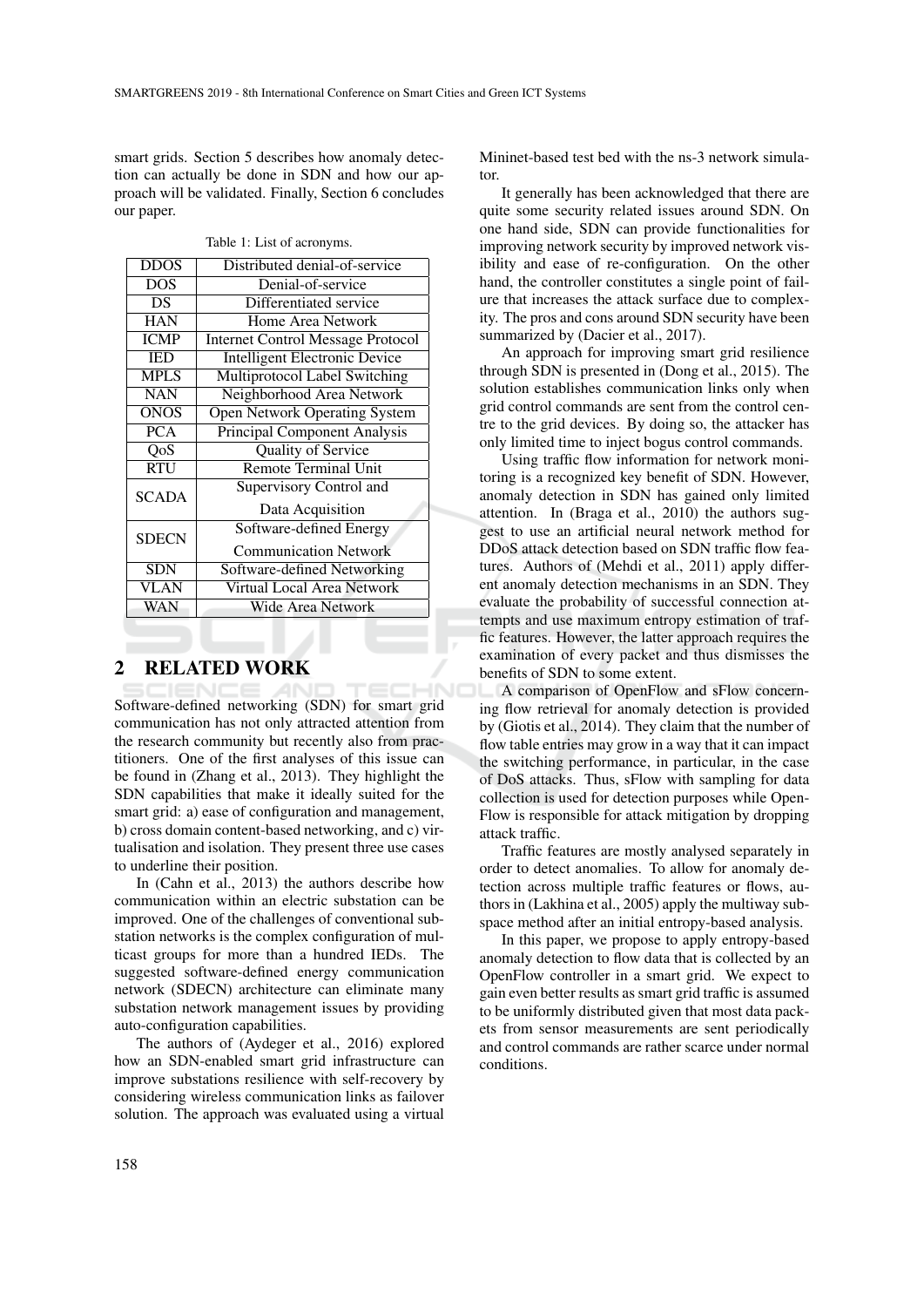smart grids. Section 5 describes how anomaly detection can actually be done in SDN and how our approach will be validated. Finally, Section 6 concludes our paper.

Table 1: List of acronyms.

| | |
|---|---|
| DDOS | Distributed denial-of-service |
| DOS | Denial-of-service |
| DS | Differentiated service |
| HAN | Home Area Network |
| ICMP | Internet Control Message Protocol |
| IED | Intelligent Electronic Device |
| MPLS | Multiprotocol Label Switching |
| NAN | Neighborhood Area Network |
| ONOS | Open Network Operating System |
| PCA | Principal Component Analysis |
| QoS | Quality of Service |
| RTU | Remote Terminal Unit |
| SCADA | Supervisory Control and Data Acquisition |
| SDECN | Software-defined Energy Communication Network |
| SDN | Software-defined Networking |
| VLAN | Virtual Local Area Network |
| WAN | Wide Area Network |

## 2 RELATED WORK

Software-defined networking (SDN) for smart grid communication has not only attracted attention from the research community but recently also from practitioners. One of the first analyses of this issue can be found in (Zhang et al., 2013). They highlight the SDN capabilities that make it ideally suited for the smart grid: a) ease of configuration and management, b) cross domain content-based networking, and c) virtualisation and isolation. They present three use cases to underline their position.

In (Cahn et al., 2013) the authors describe how communication within an electric substation can be improved. One of the challenges of conventional substation networks is the complex configuration of multicast groups for more than a hundred IEDs. The suggested software-defined energy communication network (SDECN) architecture can eliminate many substation network management issues by providing auto-configuration capabilities.

The authors of (Aydeger et al., 2016) explored how an SDN-enabled smart grid infrastructure can improve substations resilience with self-recovery by considering wireless communication links as failover solution. The approach was evaluated using a virtual Mininet-based test bed with the ns-3 network simulator.

It generally has been acknowledged that there are quite some security related issues around SDN. On one hand side, SDN can provide functionalities for improving network security by improved network visibility and ease of re-configuration. On the other hand, the controller constitutes a single point of failure that increases the attack surface due to complexity. The pros and cons around SDN security have been summarized by (Dacier et al., 2017).

An approach for improving smart grid resilience through SDN is presented in (Dong et al., 2015). The solution establishes communication links only when grid control commands are sent from the control centre to the grid devices. By doing so, the attacker has only limited time to inject bogus control commands.

Using traffic flow information for network monitoring is a recognized key benefit of SDN. However, anomaly detection in SDN has gained only limited attention. In (Braga et al., 2010) the authors suggest to use an artificial neural network method for DDoS attack detection based on SDN traffic flow features. Authors of (Mehdi et al., 2011) apply different anomaly detection mechanisms in an SDN. They evaluate the probability of successful connection attempts and use maximum entropy estimation of traffic features. However, the latter approach requires the examination of every packet and thus dismisses the benefits of SDN to some extent.

A comparison of OpenFlow and sFlow concerning flow retrieval for anomaly detection is provided by (Giotis et al., 2014). They claim that the number of flow table entries may grow in a way that it can impact the switching performance, in particular, in the case of DoS attacks. Thus, sFlow with sampling for data collection is used for detection purposes while OpenFlow is responsible for attack mitigation by dropping attack traffic.

Traffic features are mostly analysed separately in order to detect anomalies. To allow for anomaly detection across multiple traffic features or flows, authors in (Lakhina et al., 2005) apply the multiway subspace method after an initial entropy-based analysis.

In this paper, we propose to apply entropy-based anomaly detection to flow data that is collected by an OpenFlow controller in a smart grid. We expect to gain even better results as smart grid traffic is assumed to be uniformly distributed given that most data packets from sensor measurements are sent periodically and control commands are rather scarce under normal conditions.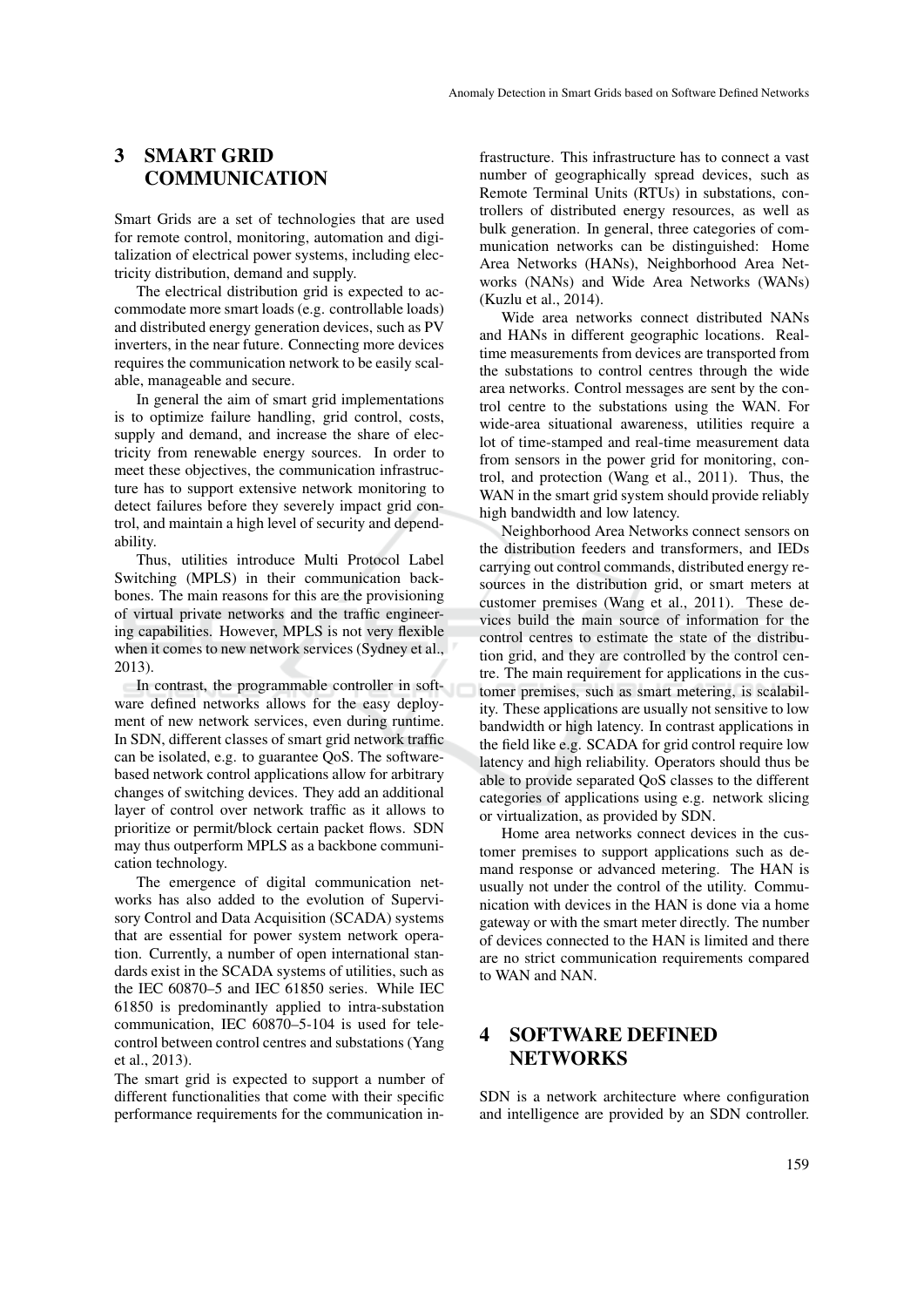## 3 SMART GRID COMMUNICATION

Smart Grids are a set of technologies that are used for remote control, monitoring, automation and digitalization of electrical power systems, including electricity distribution, demand and supply.

The electrical distribution grid is expected to accommodate more smart loads (e.g. controllable loads) and distributed energy generation devices, such as PV inverters, in the near future. Connecting more devices requires the communication network to be easily scalable, manageable and secure.

In general the aim of smart grid implementations is to optimize failure handling, grid control, costs, supply and demand, and increase the share of electricity from renewable energy sources. In order to meet these objectives, the communication infrastructure has to support extensive network monitoring to detect failures before they severely impact grid control, and maintain a high level of security and dependability.

Thus, utilities introduce Multi Protocol Label Switching (MPLS) in their communication backbones. The main reasons for this are the provisioning of virtual private networks and the traffic engineering capabilities. However, MPLS is not very flexible when it comes to new network services (Sydney et al., 2013).

In contrast, the programmable controller in software defined networks allows for the easy deployment of new network services, even during runtime. In SDN, different classes of smart grid network traffic can be isolated, e.g. to guarantee QoS. The software-based network control applications allow for arbitrary changes of switching devices. They add an additional layer of control over network traffic as it allows to prioritize or permit/block certain packet flows. SDN may thus outperform MPLS as a backbone communication technology.

The emergence of digital communication networks has also added to the evolution of Supervisory Control and Data Acquisition (SCADA) systems that are essential for power system network operation. Currently, a number of open international standards exist in the SCADA systems of utilities, such as the IEC 60870–5 and IEC 61850 series. While IEC 61850 is predominantly applied to intra-substation communication, IEC 60870–5-104 is used for telecontrol between control centres and substations (Yang et al., 2013).

The smart grid is expected to support a number of different functionalities that come with their specific performance requirements for the communication infrastructure. This infrastructure has to connect a vast number of geographically spread devices, such as Remote Terminal Units (RTUs) in substations, controllers of distributed energy resources, as well as bulk generation. In general, three categories of communication networks can be distinguished: Home Area Networks (HANs), Neighborhood Area Networks (NANs) and Wide Area Networks (WANs) (Kuzlu et al., 2014).

Wide area networks connect distributed NANs and HANs in different geographic locations. Real-time measurements from devices are transported from the substations to control centres through the wide area networks. Control messages are sent by the control centre to the substations using the WAN. For wide-area situational awareness, utilities require a lot of time-stamped and real-time measurement data from sensors in the power grid for monitoring, control, and protection (Wang et al., 2011). Thus, the WAN in the smart grid system should provide reliably high bandwidth and low latency.

Neighborhood Area Networks connect sensors on the distribution feeders and transformers, and IEDs carrying out control commands, distributed energy resources in the distribution grid, or smart meters at customer premises (Wang et al., 2011). These devices build the main source of information for the control centres to estimate the state of the distribution grid, and they are controlled by the control centre. The main requirement for applications in the customer premises, such as smart metering, is scalability. These applications are usually not sensitive to low bandwidth or high latency. In contrast applications in the field like e.g. SCADA for grid control require low latency and high reliability. Operators should thus be able to provide separated QoS classes to the different categories of applications using e.g. network slicing or virtualization, as provided by SDN.

Home area networks connect devices in the customer premises to support applications such as demand response or advanced metering. The HAN is usually not under the control of the utility. Communication with devices in the HAN is done via a home gateway or with the smart meter directly. The number of devices connected to the HAN is limited and there are no strict communication requirements compared to WAN and NAN.

## 4 SOFTWARE DEFINED NETWORKS

SDN is a network architecture where configuration and intelligence are provided by an SDN controller.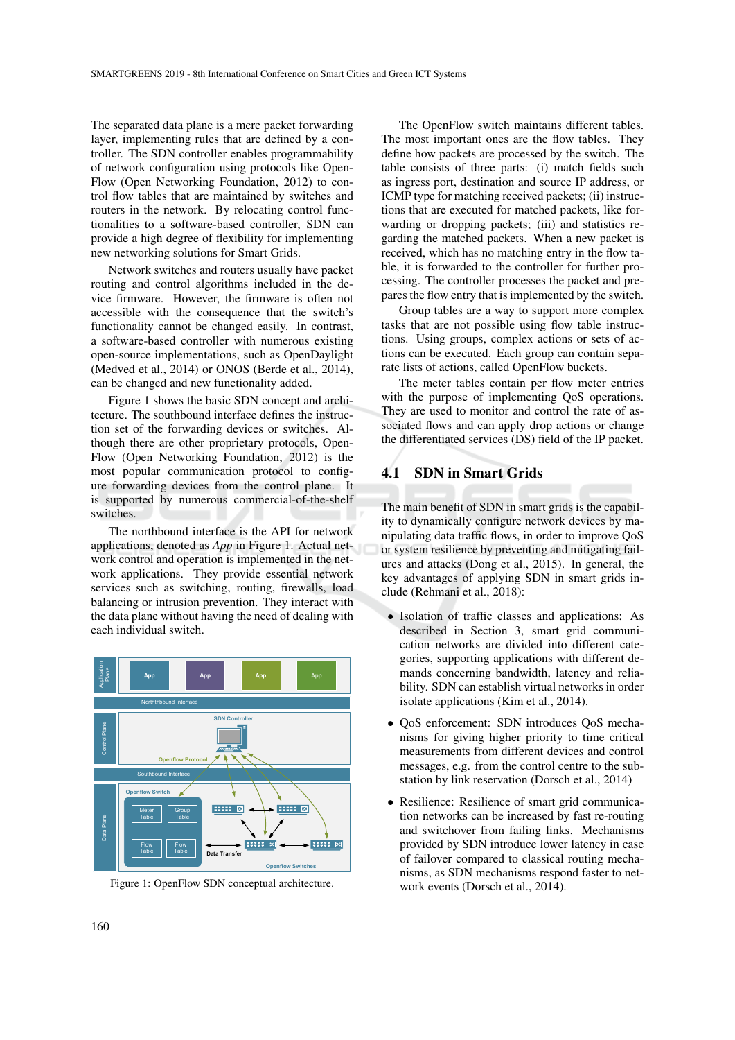The separated data plane is a mere packet forwarding layer, implementing rules that are defined by a controller. The SDN controller enables programmability of network configuration using protocols like OpenFlow (Open Networking Foundation, 2012) to control flow tables that are maintained by switches and routers in the network. By relocating control functionalities to a software-based controller, SDN can provide a high degree of flexibility for implementing new networking solutions for Smart Grids.

Network switches and routers usually have packet routing and control algorithms included in the device firmware. However, the firmware is often not accessible with the consequence that the switch's functionality cannot be changed easily. In contrast, a software-based controller with numerous existing open-source implementations, such as OpenDaylight (Medved et al., 2014) or ONOS (Berde et al., 2014), can be changed and new functionality added.

Figure 1 shows the basic SDN concept and architecture. The southbound interface defines the instruction set of the forwarding devices or switches. Although there are other proprietary protocols, OpenFlow (Open Networking Foundation, 2012) is the most popular communication protocol to configure forwarding devices from the control plane. It is supported by numerous commercial-of-the-shelf switches.

The northbound interface is the API for network applications, denoted as *App* in Figure 1. Actual network control and operation is implemented in the network applications. They provide essential network services such as switching, routing, firewalls, load balancing or intrusion prevention. They interact with the data plane without having the need of dealing with each individual switch.

Figure 1: OpenFlow SDN conceptual architecture.

The OpenFlow switch maintains different tables. The most important ones are the flow tables. They define how packets are processed by the switch. The table consists of three parts: (i) match fields such as ingress port, destination and source IP address, or ICMP type for matching received packets; (ii) instructions that are executed for matched packets, like forwarding or dropping packets; (iii) and statistics regarding the matched packets. When a new packet is received, which has no matching entry in the flow table, it is forwarded to the controller for further processing. The controller processes the packet and prepares the flow entry that is implemented by the switch.

Group tables are a way to support more complex tasks that are not possible using flow table instructions. Using groups, complex actions or sets of actions can be executed. Each group can contain separate lists of actions, called OpenFlow buckets.

The meter tables contain per flow meter entries with the purpose of implementing QoS operations. They are used to monitor and control the rate of associated flows and can apply drop actions or change the differentiated services (DS) field of the IP packet.

## 4.1 SDN in Smart Grids

The main benefit of SDN in smart grids is the capability to dynamically configure network devices by manipulating data traffic flows, in order to improve QoS or system resilience by preventing and mitigating failures and attacks (Dong et al., 2015). In general, the key advantages of applying SDN in smart grids include (Rehmani et al., 2018):

- Isolation of traffic classes and applications: As described in Section 3, smart grid communication networks are divided into different categories, supporting applications with different demands concerning bandwidth, latency and reliability. SDN can establish virtual networks in order isolate applications (Kim et al., 2014).
- QoS enforcement: SDN introduces QoS mechanisms for giving higher priority to time critical measurements from different devices and control messages, e.g. from the control centre to the substation by link reservation (Dorsch et al., 2014)
- Resilience: Resilience of smart grid communication networks can be increased by fast re-routing and switchover from failing links. Mechanisms provided by SDN introduce lower latency in case of failover compared to classical routing mechanisms, as SDN mechanisms respond faster to network events (Dorsch et al., 2014).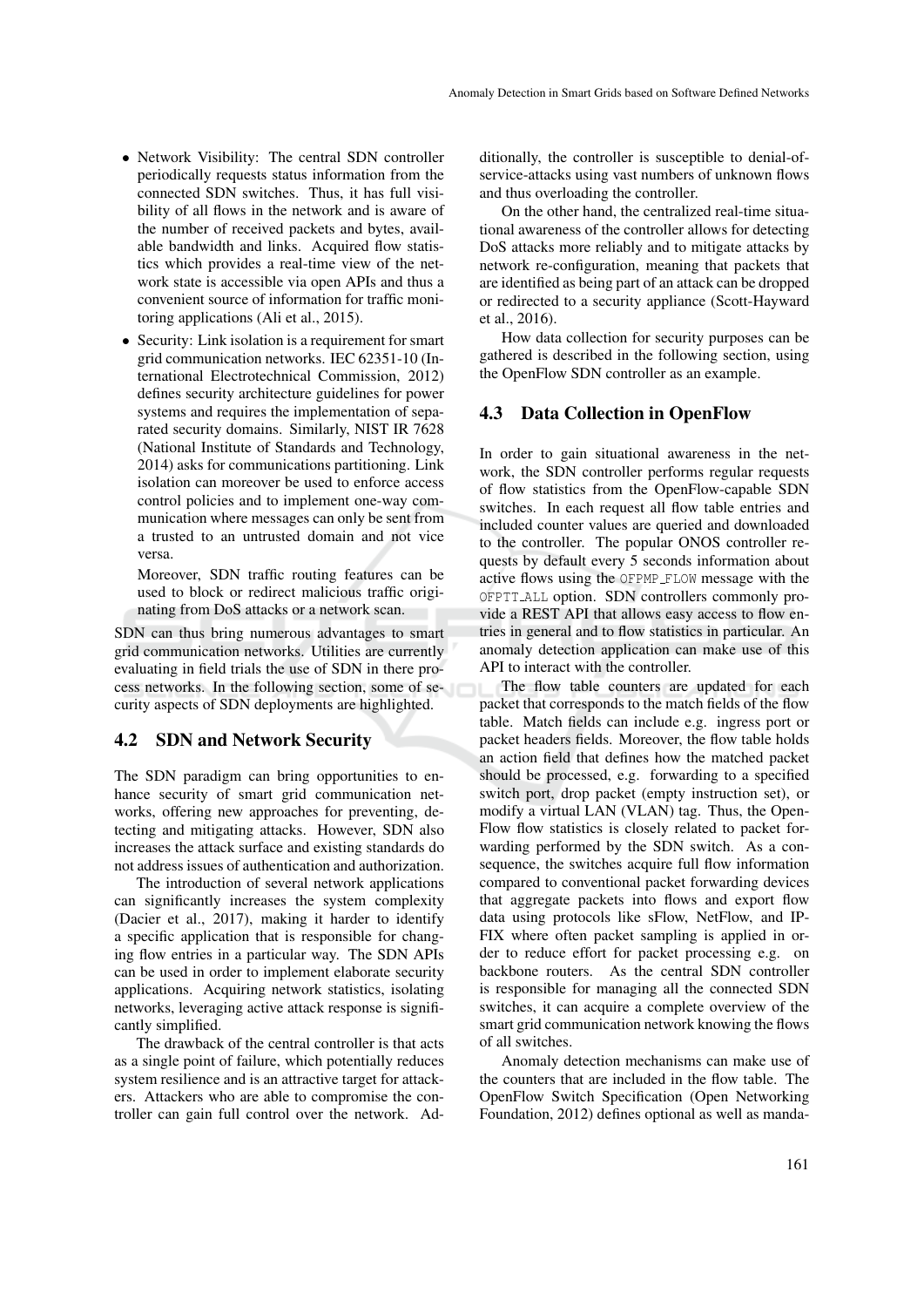- Network Visibility: The central SDN controller periodically requests status information from the connected SDN switches. Thus, it has full visibility of all flows in the network and is aware of the number of received packets and bytes, available bandwidth and links. Acquired flow statistics which provides a real-time view of the network state is accessible via open APIs and thus a convenient source of information for traffic monitoring applications (Ali et al., 2015).
- Security: Link isolation is a requirement for smart grid communication networks. IEC 62351-10 (International Electrotechnical Commission, 2012) defines security architecture guidelines for power systems and requires the implementation of separated security domains. Similarly, NIST IR 7628 (National Institute of Standards and Technology, 2014) asks for communications partitioning. Link isolation can moreover be used to enforce access control policies and to implement one-way communication where messages can only be sent from a trusted to an untrusted domain and not vice versa.

  Moreover, SDN traffic routing features can be used to block or redirect malicious traffic originating from DoS attacks or a network scan.

SDN can thus bring numerous advantages to smart grid communication networks. Utilities are currently evaluating in field trials the use of SDN in there process networks. In the following section, some of security aspects of SDN deployments are highlighted.

## 4.2 SDN and Network Security

The SDN paradigm can bring opportunities to enhance security of smart grid communication networks, offering new approaches for preventing, detecting and mitigating attacks. However, SDN also increases the attack surface and existing standards do not address issues of authentication and authorization.

The introduction of several network applications can significantly increases the system complexity (Dacier et al., 2017), making it harder to identify a specific application that is responsible for changing flow entries in a particular way. The SDN APIs can be used in order to implement elaborate security applications. Acquiring network statistics, isolating networks, leveraging active attack response is significantly simplified.

The drawback of the central controller is that acts as a single point of failure, which potentially reduces system resilience and is an attractive target for attackers. Attackers who are able to compromise the controller can gain full control over the network. Additionally, the controller is susceptible to denial-of-service-attacks using vast numbers of unknown flows and thus overloading the controller.

On the other hand, the centralized real-time situational awareness of the controller allows for detecting DoS attacks more reliably and to mitigate attacks by network re-configuration, meaning that packets that are identified as being part of an attack can be dropped or redirected to a security appliance (Scott-Hayward et al., 2016).

How data collection for security purposes can be gathered is described in the following section, using the OpenFlow SDN controller as an example.

## 4.3 Data Collection in OpenFlow

In order to gain situational awareness in the network, the SDN controller performs regular requests of flow statistics from the OpenFlow-capable SDN switches. In each request all flow table entries and included counter values are queried and downloaded to the controller. The popular ONOS controller requests by default every 5 seconds information about active flows using the `OFPMP_FLOW` message with the `OFPTT_ALL` option. SDN controllers commonly provide a REST API that allows easy access to flow entries in general and to flow statistics in particular. An anomaly detection application can make use of this API to interact with the controller.

The flow table counters are updated for each packet that corresponds to the match fields of the flow table. Match fields can include e.g. ingress port or packet headers fields. Moreover, the flow table holds an action field that defines how the matched packet should be processed, e.g. forwarding to a specified switch port, drop packet (empty instruction set), or modify a virtual LAN (VLAN) tag. Thus, the OpenFlow flow statistics is closely related to packet forwarding performed by the SDN switch. As a consequence, the switches acquire full flow information compared to conventional packet forwarding devices that aggregate packets into flows and export flow data using protocols like sFlow, NetFlow, and IPFIX where often packet sampling is applied in order to reduce effort for packet processing e.g. on backbone routers. As the central SDN controller is responsible for managing all the connected SDN switches, it can acquire a complete overview of the smart grid communication network knowing the flows of all switches.

Anomaly detection mechanisms can make use of the counters that are included in the flow table. The OpenFlow Switch Specification (Open Networking Foundation, 2012) defines optional as well as manda-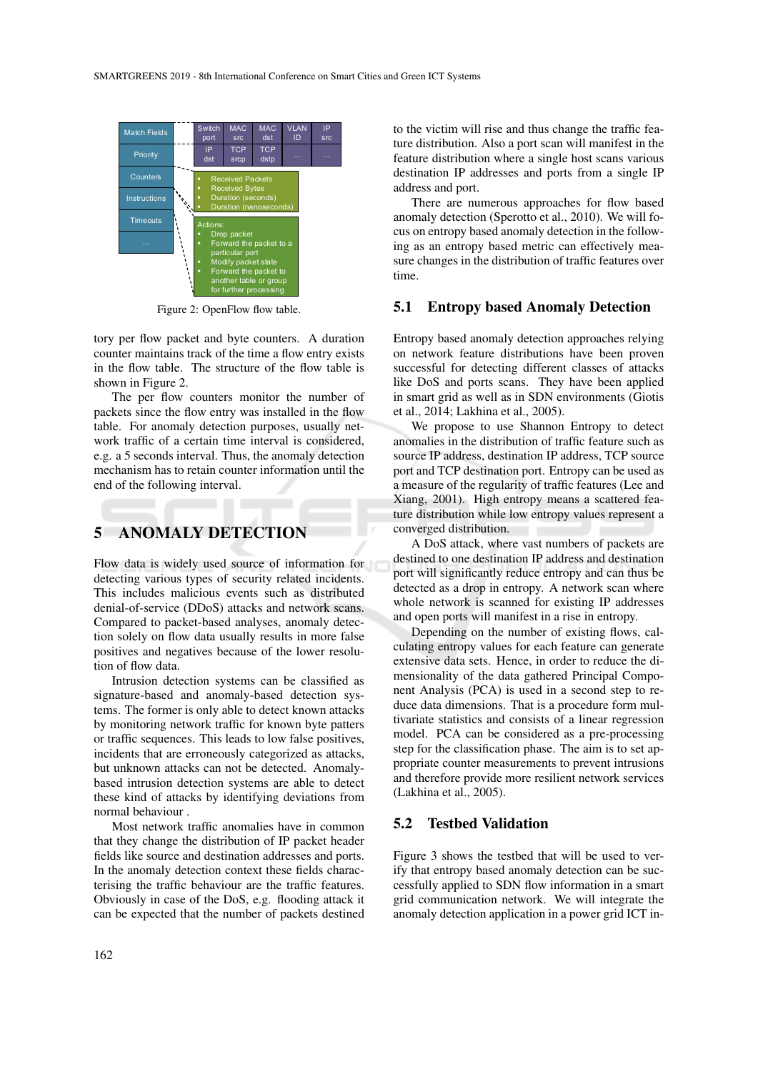Figure 2: OpenFlow flow table.

tory per flow packet and byte counters. A duration counter maintains track of the time a flow entry exists in the flow table. The structure of the flow table is shown in Figure 2.

The per flow counters monitor the number of packets since the flow entry was installed in the flow table. For anomaly detection purposes, usually network traffic of a certain time interval is considered, e.g. a 5 seconds interval. Thus, the anomaly detection mechanism has to retain counter information until the end of the following interval.

# 5 ANOMALY DETECTION

Flow data is widely used source of information for detecting various types of security related incidents. This includes malicious events such as distributed denial-of-service (DDoS) attacks and network scans. Compared to packet-based analyses, anomaly detection solely on flow data usually results in more false positives and negatives because of the lower resolution of flow data.

Intrusion detection systems can be classified as signature-based and anomaly-based detection systems. The former is only able to detect known attacks by monitoring network traffic for known byte patterns or traffic sequences. This leads to low false positives, incidents that are erroneously categorized as attacks, but unknown attacks can not be detected. Anomaly-based intrusion detection systems are able to detect these kind of attacks by identifying deviations from normal behaviour .

Most network traffic anomalies have in common that they change the distribution of IP packet header fields like source and destination addresses and ports. In the anomaly detection context these fields charactering the traffic behaviour are the traffic features. Obviously in case of the DoS, e.g. flooding attack it can be expected that the number of packets destined to the victim will rise and thus change the traffic feature distribution. Also a port scan will manifest in the feature distribution where a single host scans various destination IP addresses and ports from a single IP address and port.

There are numerous approaches for flow based anomaly detection (Sperotto et al., 2010). We will focus on entropy based anomaly detection in the following as an entropy based metric can effectively measures changes in the distribution of traffic features over time.

## 5.1 Entropy based Anomaly Detection

Entropy based anomaly detection approaches relying on network feature distributions have been proven successful for detecting different classes of attacks like DoS and ports scans. They have been applied in smart grid as well as in SDN environments (Giotis et al., 2014; Lakhina et al., 2005).

We propose to use Shannon Entropy to detect anomalies in the distribution of traffic feature such as source IP address, destination IP address, TCP source port and TCP destination port. Entropy can be used as a measure of the regularity of traffic features (Lee and Xiang, 2001). High entropy means a scattered feature distribution while low entropy values represent a converged distribution.

A DoS attack, where vast numbers of packets are destined to one destination IP address and destination port will significantly reduce entropy and can thus be detected as a drop in entropy. A network scan where whole network is scanned for existing IP addresses and open ports will manifest in a rise in entropy.

Depending on the number of existing flows, calculating entropy values for each feature can generate extensive data sets. Hence, in order to reduce the dimensionality of the data gathered Principal Component Analysis (PCA) is used in a second step to reduce data dimensions. That is a procedure form multivariate statistics and consists of a linear regression model. PCA can be considered as a pre-processing step for the classification phase. The aim is to set appropriate counter measurements to prevent intrusions and therefore provide more resilient network services (Lakhina et al., 2005).

## 5.2 Testbed Validation

Figure 3 shows the testbed that will be used to verify that entropy based anomaly detection can be successfully applied to SDN flow information in a smart grid communication network. We will integrate the anomaly detection application in a power grid ICT in-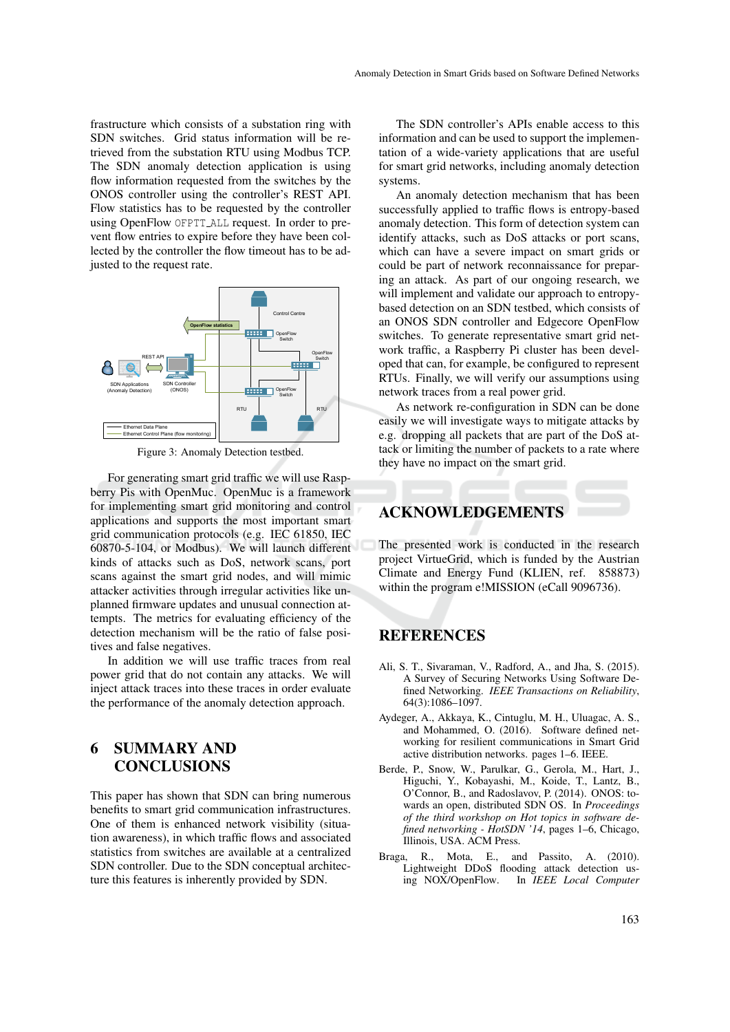frastructure which consists of a substation ring with SDN switches. Grid status information will be retrieved from the substation RTU using Modbus TCP. The SDN anomaly detection application is using flow information requested from the switches by the ONOS controller using the controller's REST API. Flow statistics has to be requested by the controller using OpenFlow OFPTT_ALL request. In order to prevent flow entries to expire before they have been collected by the controller the flow timeout has to be adjusted to the request rate.

Figure 3: Anomaly Detection testbed.

For generating smart grid traffic we will use Raspberry Pis with OpenMuc. OpenMuc is a framework for implementing smart grid monitoring and control applications and supports the most important smart grid communication protocols (e.g. IEC 61850, IEC 60870-5-104, or Modbus). We will launch different kinds of attacks such as DoS, network scans, port scans against the smart grid nodes, and will mimic attacker activities through irregular activities like unplanned firmware updates and unusual connection attempts. The metrics for evaluating efficiency of the detection mechanism will be the ratio of false positives and false negatives.

In addition we will use traffic traces from real power grid that do not contain any attacks. We will inject attack traces into these traces in order evaluate the performance of the anomaly detection approach.

# 6 SUMMARY AND CONCLUSIONS

This paper has shown that SDN can bring numerous benefits to smart grid communication infrastructures. One of them is enhanced network visibility (situation awareness), in which traffic flows and associated statistics from switches are available at a centralized SDN controller. Due to the SDN conceptual architecture this features is inherently provided by SDN.

The SDN controller's APIs enable access to this information and can be used to support the implementation of a wide-variety applications that are useful for smart grid networks, including anomaly detection systems.

An anomaly detection mechanism that has been successfully applied to traffic flows is entropy-based anomaly detection. This form of detection system can identify attacks, such as DoS attacks or port scans, which can have a severe impact on smart grids or could be part of network reconnaissance for preparing an attack. As part of our ongoing research, we will implement and validate our approach to entropy-based detection on an SDN testbed, which consists of an ONOS SDN controller and Edgecore OpenFlow switches. To generate representative smart grid network traffic, a Raspberry Pi cluster has been developed that can, for example, be configured to represent RTUs. Finally, we will verify our assumptions using network traces from a real power grid.

As network re-configuration in SDN can be done easily we will investigate ways to mitigate attacks by e.g. dropping all packets that are part of the DoS attack or limiting the number of packets to a rate where they have no impact on the smart grid.

# ACKNOWLEDGEMENTS

The presented work is conducted in the research project VirtueGrid, which is funded by the Austrian Climate and Energy Fund (KLIEN, ref. 858873) within the program e!MISSION (eCall 9096736).

# REFERENCES

Ali, S. T., Sivaraman, V., Radford, A., and Jha, S. (2015). A Survey of Securing Networks Using Software Defined Networking. *IEEE Transactions on Reliability*, 64(3):1086–1097.

Aydeger, A., Akkaya, K., Cintuglu, M. H., Uluagac, A. S., and Mohammed, O. (2016). Software defined networking for resilient communications in Smart Grid active distribution networks. pages 1–6. IEEE.

Berde, P., Snow, W., Parulkar, G., Gerola, M., Hart, J., Higuchi, Y., Kobayashi, M., Koide, T., Lantz, B., O'Connor, B., and Radoslavov, P. (2014). ONOS: towards an open, distributed SDN OS. In *Proceedings of the third workshop on Hot topics in software defined networking - HotSDN '14*, pages 1–6, Chicago, Illinois, USA. ACM Press.

Braga, R., Mota, E., and Passito, A. (2010). Lightweight DDoS flooding attack detection using NOX/OpenFlow. In *IEEE Local Computer*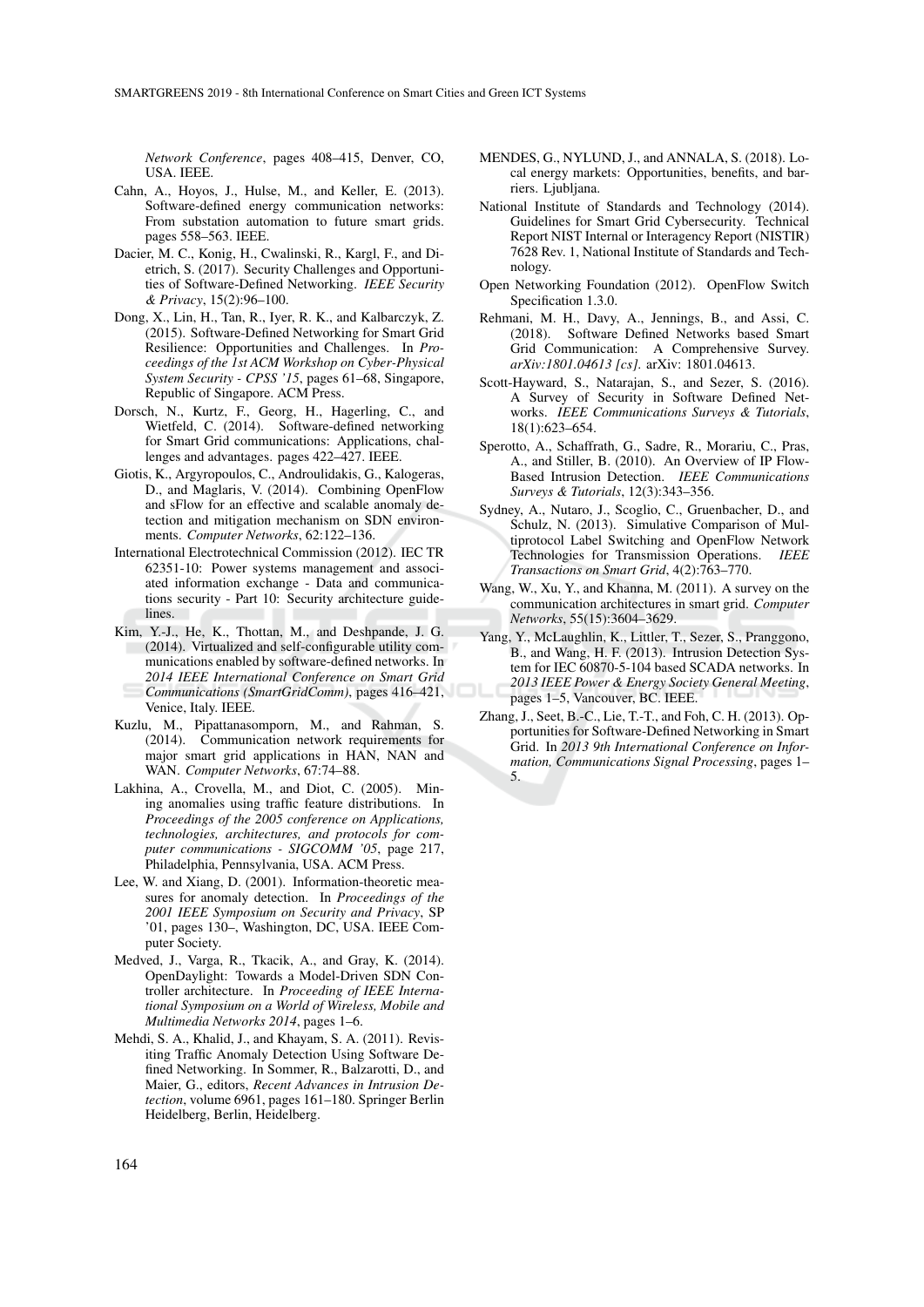*Network Conference*, pages 408–415, Denver, CO, USA. IEEE.

Cahn, A., Hoyos, J., Hulse, M., and Keller, E. (2013). Software-defined energy communication networks: From substation automation to future smart grids. pages 558–563. IEEE.

Dacier, M. C., Konig, H., Cwalinski, R., Kargl, F., and Dietrich, S. (2017). Security Challenges and Opportunities of Software-Defined Networking. *IEEE Security & Privacy*, 15(2):96–100.

Dong, X., Lin, H., Tan, R., Iyer, R. K., and Kalbarczyk, Z. (2015). Software-Defined Networking for Smart Grid Resilience: Opportunities and Challenges. In *Proceedings of the 1st ACM Workshop on Cyber-Physical System Security - CPSS '15*, pages 61–68, Singapore, Republic of Singapore. ACM Press.

Dorsch, N., Kurtz, F., Georg, H., Hagerling, C., and Wietfeld, C. (2014). Software-defined networking for Smart Grid communications: Applications, challenges and advantages. pages 422–427. IEEE.

Giotis, K., Argyropoulos, C., Androulidakis, G., Kalogeras, D., and Maglaris, V. (2014). Combining OpenFlow and sFlow for an effective and scalable anomaly detection and mitigation mechanism on SDN environments. *Computer Networks*, 62:122–136.

International Electrotechnical Commission (2012). IEC TR 62351-10: Power systems management and associated information exchange - Data and communications security - Part 10: Security architecture guidelines.

Kim, Y.-J., He, K., Thottan, M., and Deshpande, J. G. (2014). Virtualized and self-configurable utility communications enabled by software-defined networks. In *2014 IEEE International Conference on Smart Grid Communications (SmartGridComm)*, pages 416–421, Venice, Italy. IEEE.

Kuzlu, M., Pipattanasomporn, M., and Rahman, S. (2014). Communication network requirements for major smart grid applications in HAN, NAN and WAN. *Computer Networks*, 67:74–88.

Lakhina, A., Crovella, M., and Diot, C. (2005). Mining anomalies using traffic feature distributions. In *Proceedings of the 2005 conference on Applications, technologies, architectures, and protocols for computer communications - SIGCOMM '05*, page 217, Philadelphia, Pennsylvania, USA. ACM Press.

Lee, W. and Xiang, D. (2001). Information-theoretic measures for anomaly detection. In *Proceedings of the 2001 IEEE Symposium on Security and Privacy*, SP '01, pages 130–, Washington, DC, USA. IEEE Computer Society.

Medved, J., Varga, R., Tkacik, A., and Gray, K. (2014). OpenDaylight: Towards a Model-Driven SDN Controller architecture. In *Proceeding of IEEE International Symposium on a World of Wireless, Mobile and Multimedia Networks 2014*, pages 1–6.

Mehdi, S. A., Khalid, J., and Khayam, S. A. (2011). Revisiting Traffic Anomaly Detection Using Software Defined Networking. In Sommer, R., Balzarotti, D., and Maier, G., editors, *Recent Advances in Intrusion Detection*, volume 6961, pages 161–180. Springer Berlin Heidelberg, Berlin, Heidelberg.

MENDES, G., NYLUND, J., and ANNALA, S. (2018). Local energy markets: Opportunities, benefits, and barriers. Ljubljana.

National Institute of Standards and Technology (2014). Guidelines for Smart Grid Cybersecurity. Technical Report NIST Internal or Interagency Report (NISTIR) 7628 Rev. 1, National Institute of Standards and Technology.

Open Networking Foundation (2012). OpenFlow Switch Specification 1.3.0.

Rehmani, M. H., Davy, A., Jennings, B., and Assi, C. (2018). Software Defined Networks based Smart Grid Communication: A Comprehensive Survey. *arXiv:1801.04613 [cs]*. arXiv: 1801.04613.

Scott-Hayward, S., Natarajan, S., and Sezer, S. (2016). A Survey of Security in Software Defined Networks. *IEEE Communications Surveys & Tutorials*, 18(1):623–654.

Sperotto, A., Schaffrath, G., Sadre, R., Morariu, C., Pras, A., and Stiller, B. (2010). An Overview of IP Flow-Based Intrusion Detection. *IEEE Communications Surveys & Tutorials*, 12(3):343–356.

Sydney, A., Nutaro, J., Scoglio, C., Gruenbacher, D., and Schulz, N. (2013). Simulative Comparison of Multiprotocol Label Switching and OpenFlow Network Technologies for Transmission Operations. *IEEE Transactions on Smart Grid*, 4(2):763–770.

Wang, W., Xu, Y., and Khanna, M. (2011). A survey on the communication architectures in smart grid. *Computer Networks*, 55(15):3604–3629.

Yang, Y., McLaughlin, K., Littler, T., Sezer, S., Pranggono, B., and Wang, H. F. (2013). Intrusion Detection System for IEC 60870-5-104 based SCADA networks. In *2013 IEEE Power & Energy Society General Meeting*, pages 1–5, Vancouver, BC. IEEE.

Zhang, J., Seet, B.-C., Lie, T.-T., and Foh, C. H. (2013). Opportunities for Software-Defined Networking in Smart Grid. In *2013 9th International Conference on Information, Communications Signal Processing*, pages 1–5.